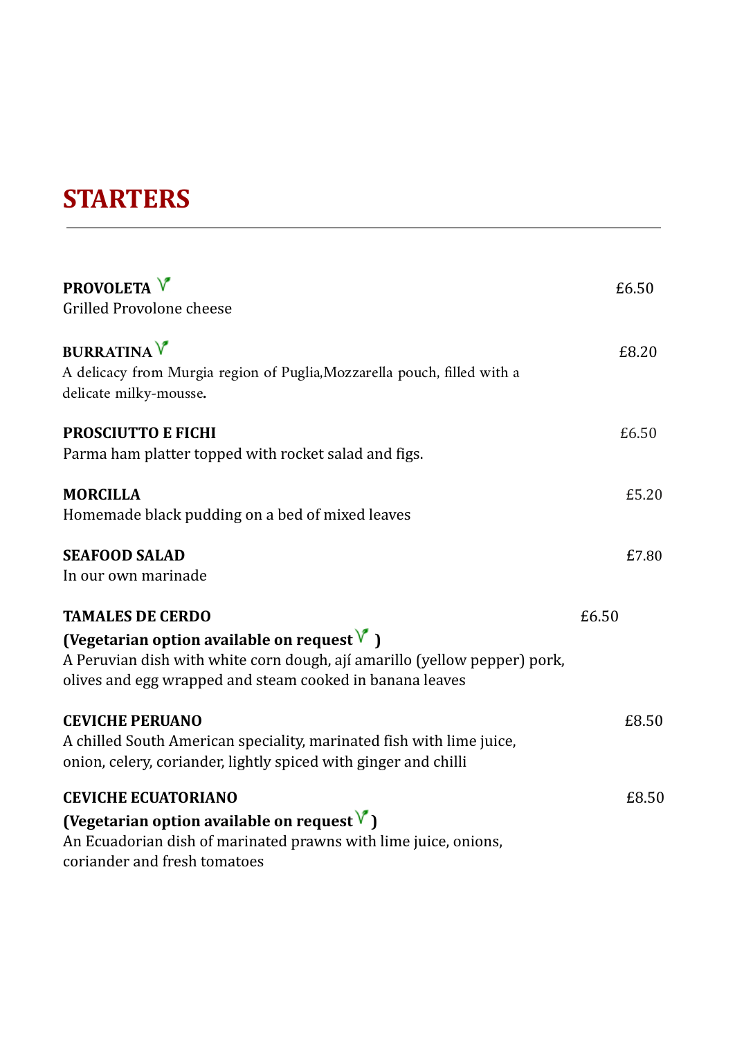# STARTERS

---

**PROVOLETA** V £6.50
Grilled Provolone cheese

**BURRATINA** V £8.20
A delicacy from Murgia region of Puglia,Mozzarella pouch, filled with a delicate milky-mousse**.**

**PROSCIUTTO E FICHI** £6.50
Parma ham platter topped with rocket salad and figs.

**MORCILLA** £5.20
Homemade black pudding on a bed of mixed leaves

**SEAFOOD SALAD** £7.80
In our own marinade

**TAMALES DE CERDO** £6.50
**(Vegetarian option available on request V )**
A Peruvian dish with white corn dough, ají amarillo (yellow pepper) pork, olives and egg wrapped and steam cooked in banana leaves

**CEVICHE PERUANO** £8.50
A chilled South American speciality, marinated fish with lime juice, onion, celery, coriander, lightly spiced with ginger and chilli

**CEVICHE ECUATORIANO** £8.50
**(Vegetarian option available on request V )**
An Ecuadorian dish of marinated prawns with lime juice, onions, coriander and fresh tomatoes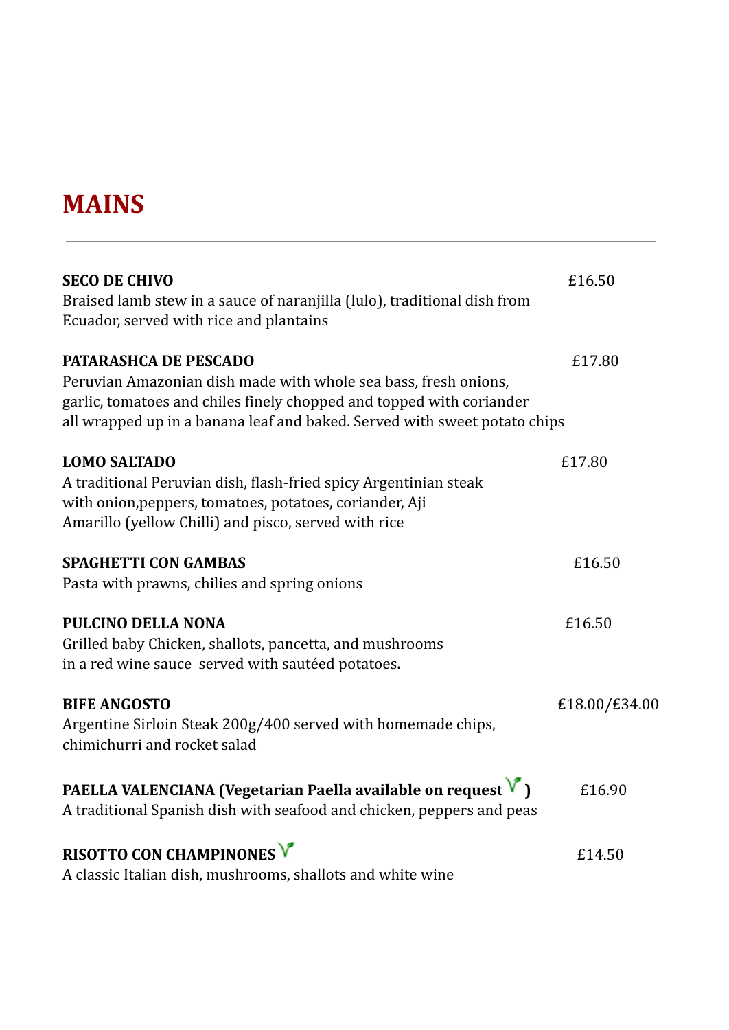# MAINS

---

**SECO DE CHIVO** £16.50
Braised lamb stew in a sauce of naranjilla (lulo), traditional dish from Ecuador, served with rice and plantains

**PATARASHCA DE PESCADO** £17.80
Peruvian Amazonian dish made with whole sea bass, fresh onions, garlic, tomatoes and chiles finely chopped and topped with coriander all wrapped up in a banana leaf and baked. Served with sweet potato chips

**LOMO SALTADO** £17.80
A traditional Peruvian dish, flash-fried spicy Argentinian steak with onion,peppers, tomatoes, potatoes, coriander, Aji Amarillo (yellow Chilli) and pisco, served with rice

**SPAGHETTI CON GAMBAS** £16.50
Pasta with prawns, chilies and spring onions

**PULCINO DELLA NONA** £16.50
Grilled baby Chicken, shallots, pancetta, and mushrooms in a red wine sauce served with sautéed potatoes**.**

**BIFE ANGOSTO** £18.00/£34.00
Argentine Sirloin Steak 200g/400 served with homemade chips, chimichurri and rocket salad

**PAELLA VALENCIANA (Vegetarian Paella available on request V)** £16.90
A traditional Spanish dish with seafood and chicken, peppers and peas

**RISOTTO CON CHAMPINONES** V £14.50
A classic Italian dish, mushrooms, shallots and white wine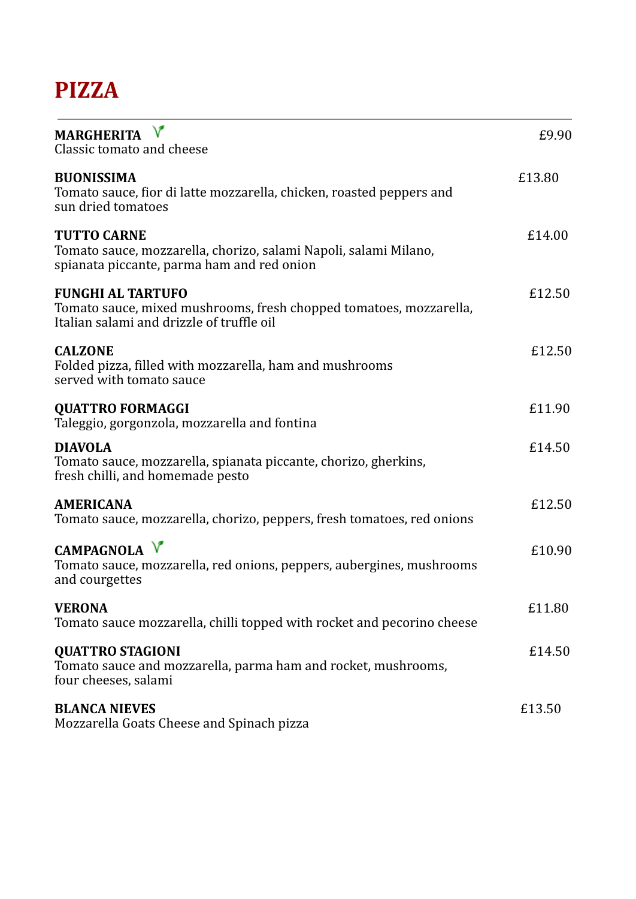# PIZZA

**MARGHERITA** V — £9.90
Classic tomato and cheese

**BUONISSIMA** — £13.80
Tomato sauce, fior di latte mozzarella, chicken, roasted peppers and sun dried tomatoes

**TUTTO CARNE** — £14.00
Tomato sauce, mozzarella, chorizo, salami Napoli, salami Milano, spianata piccante, parma ham and red onion

**FUNGHI AL TARTUFO** — £12.50
Tomato sauce, mixed mushrooms, fresh chopped tomatoes, mozzarella, Italian salami and drizzle of truffle oil

**CALZONE** — £12.50
Folded pizza, filled with mozzarella, ham and mushrooms served with tomato sauce

**QUATTRO FORMAGGI** — £11.90
Taleggio, gorgonzola, mozzarella and fontina

**DIAVOLA** — £14.50
Tomato sauce, mozzarella, spianata piccante, chorizo, gherkins, fresh chilli, and homemade pesto

**AMERICANA** — £12.50
Tomato sauce, mozzarella, chorizo, peppers, fresh tomatoes, red onions

**CAMPAGNOLA** V — £10.90
Tomato sauce, mozzarella, red onions, peppers, aubergines, mushrooms and courgettes

**VERONA** — £11.80
Tomato sauce mozzarella, chilli topped with rocket and pecorino cheese

**QUATTRO STAGIONI** — £14.50
Tomato sauce and mozzarella, parma ham and rocket, mushrooms, four cheeses, salami

**BLANCA NIEVES** — £13.50
Mozzarella Goats Cheese and Spinach pizza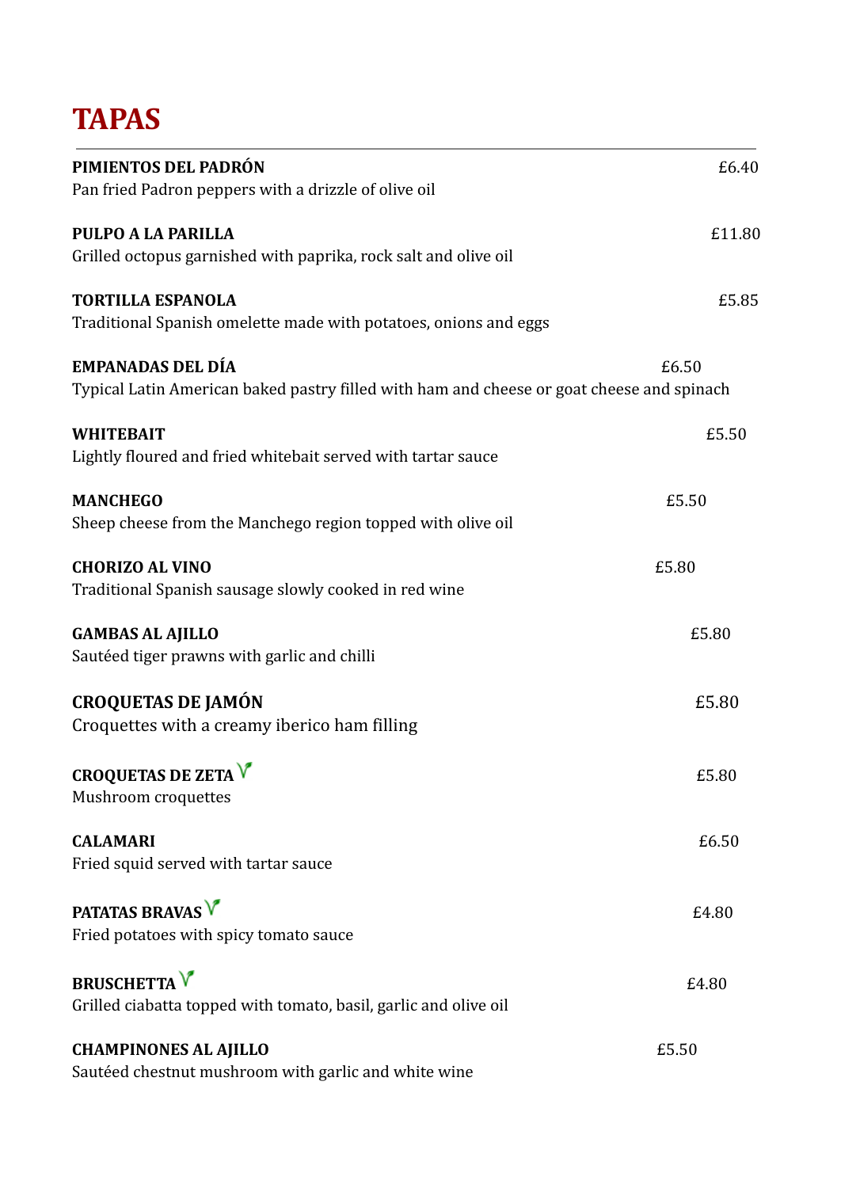# TAPAS

**PIMIENTOS DEL PADRÓN** £6.40
Pan fried Padron peppers with a drizzle of olive oil

**PULPO A LA PARILLA** £11.80
Grilled octopus garnished with paprika, rock salt and olive oil

**TORTILLA ESPANOLA** £5.85
Traditional Spanish omelette made with potatoes, onions and eggs

**EMPANADAS DEL DÍA** £6.50
Typical Latin American baked pastry filled with ham and cheese or goat cheese and spinach

**WHITEBAIT** £5.50
Lightly floured and fried whitebait served with tartar sauce

**MANCHEGO** £5.50
Sheep cheese from the Manchego region topped with olive oil

**CHORIZO AL VINO** £5.80
Traditional Spanish sausage slowly cooked in red wine

**GAMBAS AL AJILLO** £5.80
Sautéed tiger prawns with garlic and chilli

**CROQUETAS DE JAMÓN** £5.80
Croquettes with a creamy iberico ham filling

**CROQUETAS DE ZETA** (V) £5.80
Mushroom croquettes

**CALAMARI** £6.50
Fried squid served with tartar sauce

**PATATAS BRAVAS** (V) £4.80
Fried potatoes with spicy tomato sauce

**BRUSCHETTA** (V) £4.80
Grilled ciabatta topped with tomato, basil, garlic and olive oil

**CHAMPINONES AL AJILLO** £5.50
Sautéed chestnut mushroom with garlic and white wine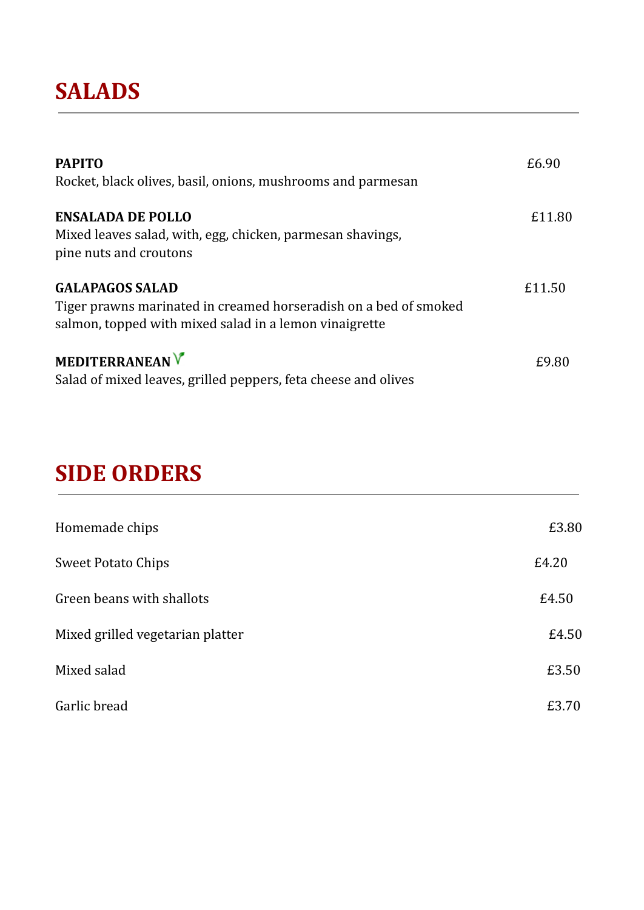# SALADS

**PAPITO** £6.90
Rocket, black olives, basil, onions, mushrooms and parmesan

**ENSALADA DE POLLO** £11.80
Mixed leaves salad, with, egg, chicken, parmesan shavings,
pine nuts and croutons

**GALAPAGOS SALAD** £11.50
Tiger prawns marinated in creamed horseradish on a bed of smoked
salmon, topped with mixed salad in a lemon vinaigrette

**MEDITERRANEAN** £9.80
Salad of mixed leaves, grilled peppers, feta cheese and olives

# SIDE ORDERS

| | |
|---|---|
| Homemade chips | £3.80 |
| Sweet Potato Chips | £4.20 |
| Green beans with shallots | £4.50 |
| Mixed grilled vegetarian platter | £4.50 |
| Mixed salad | £3.50 |
| Garlic bread | £3.70 |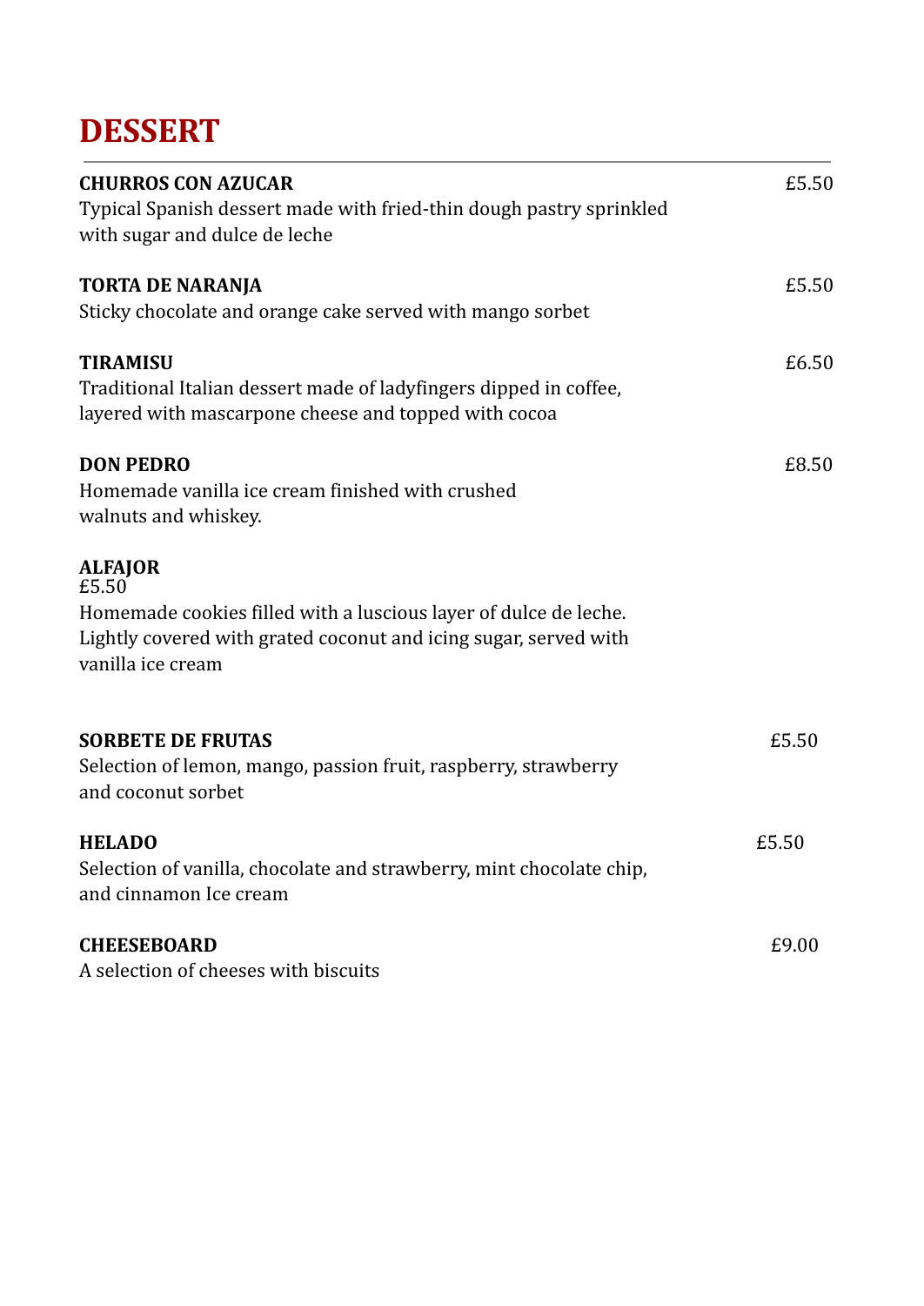# DESSERT

**CHURROS CON AZUCAR** £5.50
Typical Spanish dessert made with fried-thin dough pastry sprinkled with sugar and dulce de leche

**TORTA DE NARANJA** £5.50
Sticky chocolate and orange cake served with mango sorbet

**TIRAMISU** £6.50
Traditional Italian dessert made of ladyfingers dipped in coffee, layered with mascarpone cheese and topped with cocoa

**DON PEDRO** £8.50
Homemade vanilla ice cream finished with crushed walnuts and whiskey.

**ALFAJOR**
£5.50
Homemade cookies filled with a luscious layer of dulce de leche. Lightly covered with grated coconut and icing sugar, served with vanilla ice cream

**SORBETE DE FRUTAS** £5.50
Selection of lemon, mango, passion fruit, raspberry, strawberry and coconut sorbet

**HELADO** £5.50
Selection of vanilla, chocolate and strawberry, mint chocolate chip, and cinnamon Ice cream

**CHEESEBOARD** £9.00
A selection of cheeses with biscuits